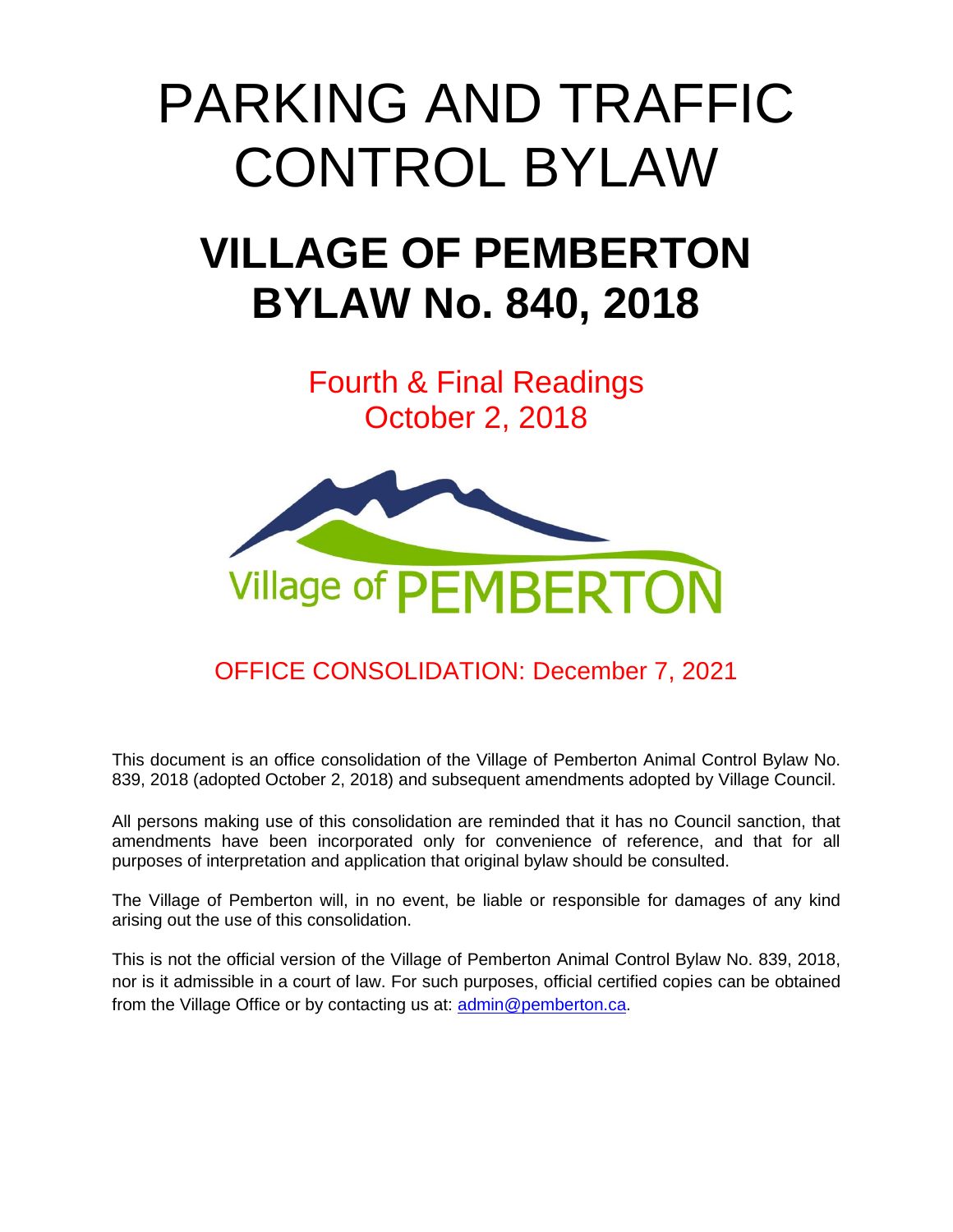# PARKING AND TRAFFIC CONTROL BYLAW

# VILLAGE OF PEMBERTON BYLAW No. 840, 2018

Fourth & Final Readings
October 2, 2018

Village of PEMBERTON

OFFICE CONSOLIDATION: December 7, 2021

This document is an office consolidation of the Village of Pemberton Animal Control Bylaw No. 839, 2018 (adopted October 2, 2018) and subsequent amendments adopted by Village Council.

All persons making use of this consolidation are reminded that it has no Council sanction, that amendments have been incorporated only for convenience of reference, and that for all purposes of interpretation and application that original bylaw should be consulted.

The Village of Pemberton will, in no event, be liable or responsible for damages of any kind arising out the use of this consolidation.

This is not the official version of the Village of Pemberton Animal Control Bylaw No. 839, 2018, nor is it admissible in a court of law. For such purposes, official certified copies can be obtained from the Village Office or by contacting us at: [admin@pemberton.ca](mailto:admin@pemberton.ca).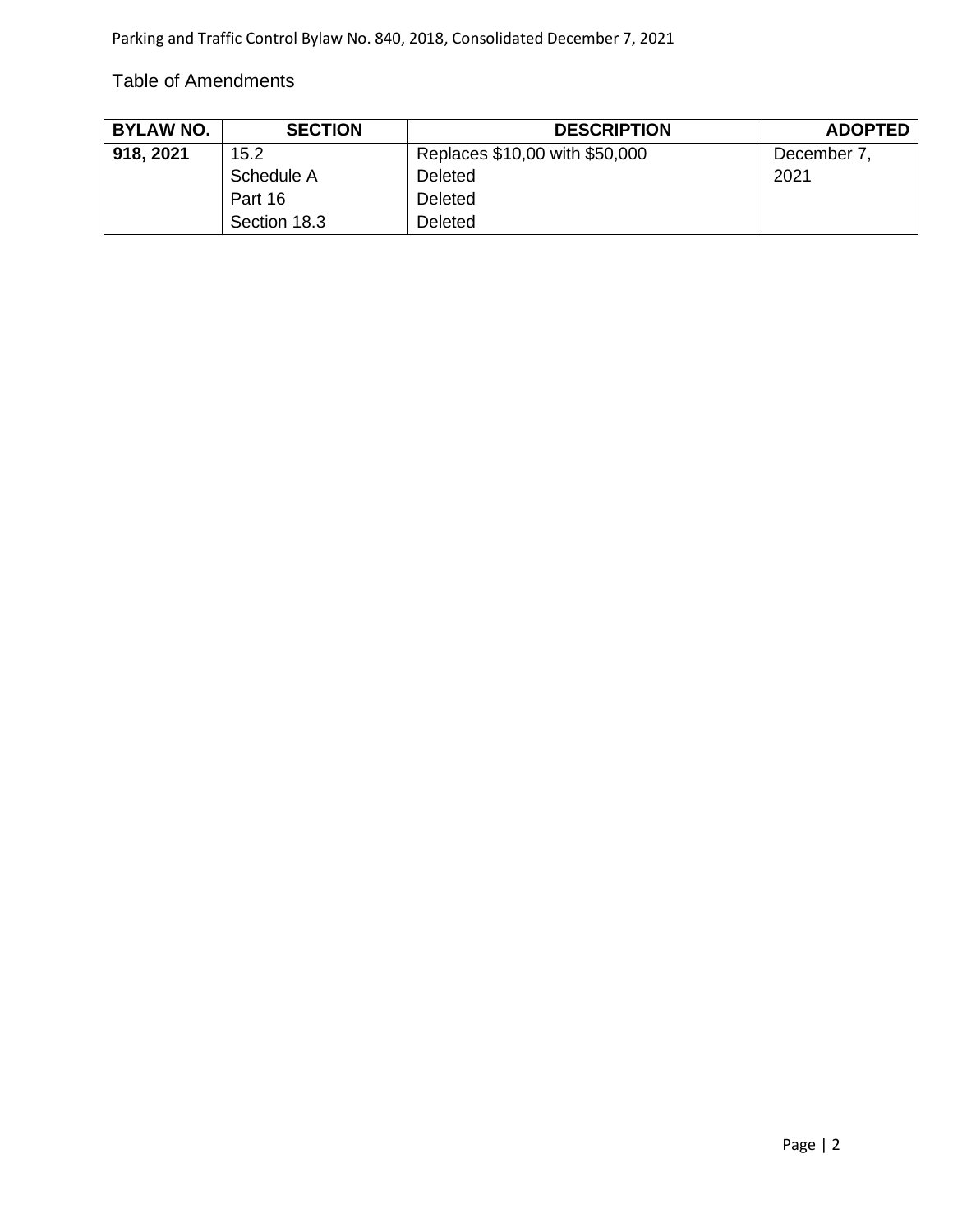## Table of Amendments

| BYLAW NO. | SECTION | DESCRIPTION | ADOPTED |
|---|---|---|---|
| **918, 2021** | 15.2 | Replaces $10,00 with $50,000 | December 7, 2021 |
| | Schedule A | Deleted | |
| | Part 16 | Deleted | |
| | Section 18.3 | Deleted | |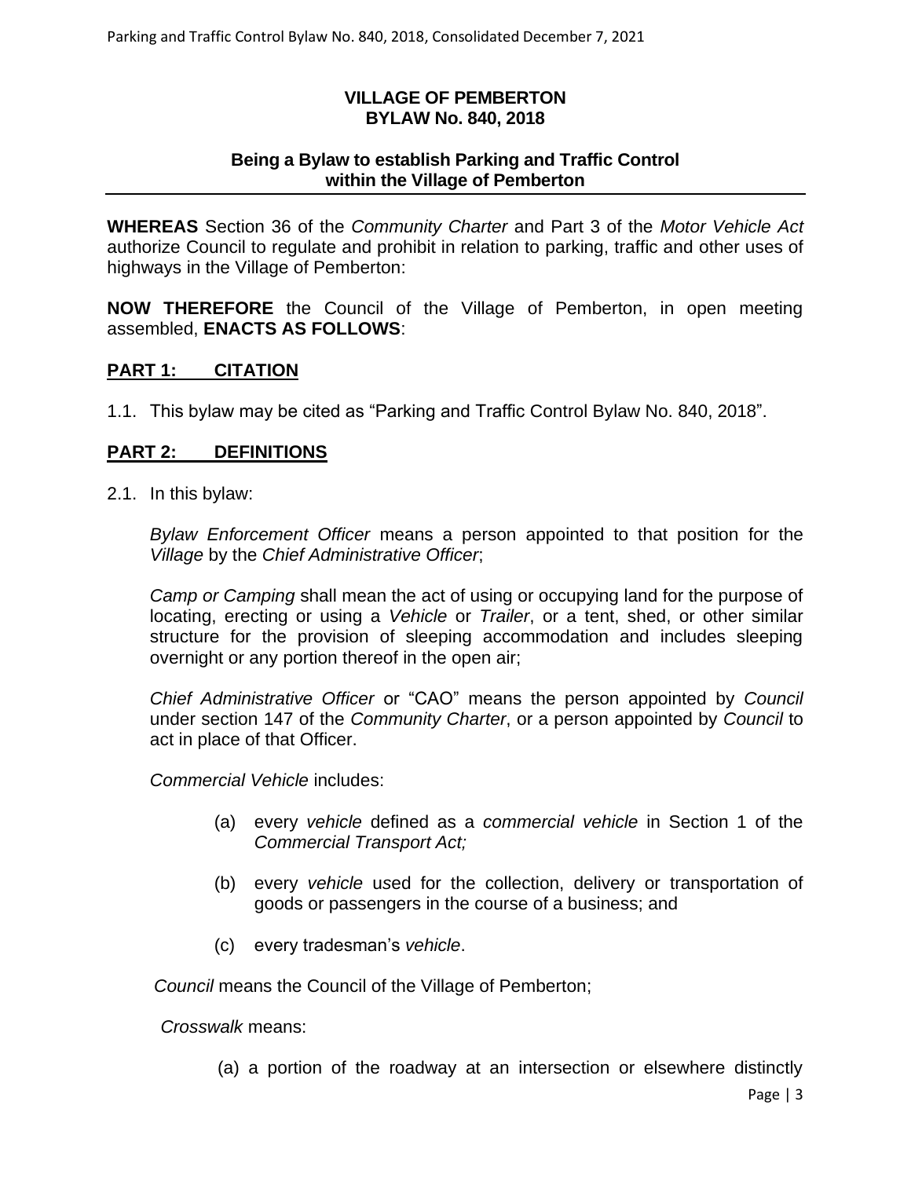**VILLAGE OF PEMBERTON**
**BYLAW No. 840, 2018**

**Being a Bylaw to establish Parking and Traffic Control within the Village of Pemberton**

**WHEREAS** Section 36 of the *Community Charter* and Part 3 of the *Motor Vehicle Act* authorize Council to regulate and prohibit in relation to parking, traffic and other uses of highways in the Village of Pemberton:

**NOW THEREFORE** the Council of the Village of Pemberton, in open meeting assembled, **ENACTS AS FOLLOWS**:

## PART 1: CITATION

1.1. This bylaw may be cited as "Parking and Traffic Control Bylaw No. 840, 2018".

## PART 2: DEFINITIONS

2.1. In this bylaw:

*Bylaw Enforcement Officer* means a person appointed to that position for the *Village* by the *Chief Administrative Officer*;

*Camp or Camping* shall mean the act of using or occupying land for the purpose of locating, erecting or using a *Vehicle* or *Trailer*, or a tent, shed, or other similar structure for the provision of sleeping accommodation and includes sleeping overnight or any portion thereof in the open air;

*Chief Administrative Officer* or "CAO" means the person appointed by *Council* under section 147 of the *Community Charter*, or a person appointed by *Council* to act in place of that Officer.

*Commercial Vehicle* includes:

(a) every *vehicle* defined as a *commercial vehicle* in Section 1 of the *Commercial Transport Act;*

(b) every *vehicle* used for the collection, delivery or transportation of goods or passengers in the course of a business; and

(c) every tradesman's *vehicle*.

*Council* means the Council of the Village of Pemberton;

*Crosswalk* means:

(a) a portion of the roadway at an intersection or elsewhere distinctly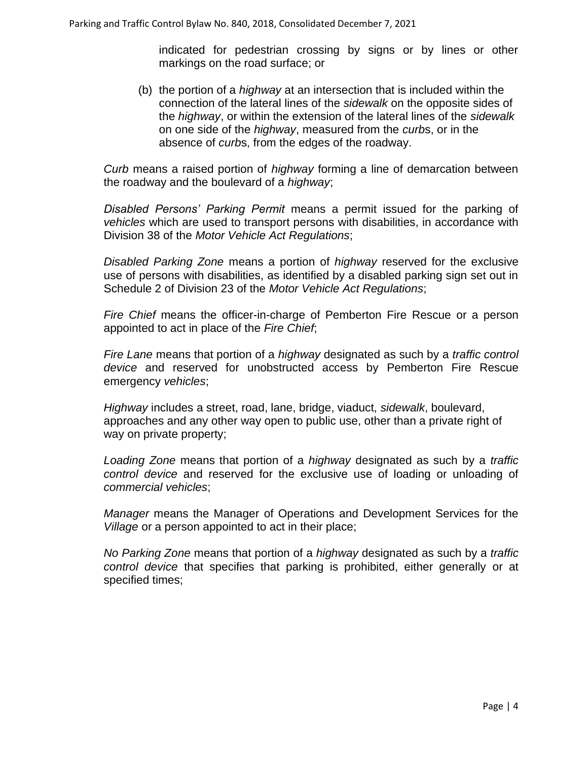indicated for pedestrian crossing by signs or by lines or other markings on the road surface; or

(b) the portion of a *highway* at an intersection that is included within the connection of the lateral lines of the *sidewalk* on the opposite sides of the *highway*, or within the extension of the lateral lines of the *sidewalk* on one side of the *highway*, measured from the *curb*s, or in the absence of *curb*s, from the edges of the roadway.

*Curb* means a raised portion of *highway* forming a line of demarcation between the roadway and the boulevard of a *highway*;

*Disabled Persons' Parking Permit* means a permit issued for the parking of *vehicles* which are used to transport persons with disabilities, in accordance with Division 38 of the *Motor Vehicle Act Regulations*;

*Disabled Parking Zone* means a portion of *highway* reserved for the exclusive use of persons with disabilities, as identified by a disabled parking sign set out in Schedule 2 of Division 23 of the *Motor Vehicle Act Regulations*;

*Fire Chief* means the officer-in-charge of Pemberton Fire Rescue or a person appointed to act in place of the *Fire Chief*;

*Fire Lane* means that portion of a *highway* designated as such by a *traffic control device* and reserved for unobstructed access by Pemberton Fire Rescue emergency *vehicles*;

*Highway* includes a street, road, lane, bridge, viaduct, *sidewalk*, boulevard, approaches and any other way open to public use, other than a private right of way on private property;

*Loading Zone* means that portion of a *highway* designated as such by a *traffic control device* and reserved for the exclusive use of loading or unloading of *commercial vehicles*;

*Manager* means the Manager of Operations and Development Services for the *Village* or a person appointed to act in their place;

*No Parking Zone* means that portion of a *highway* designated as such by a *traffic control device* that specifies that parking is prohibited, either generally or at specified times;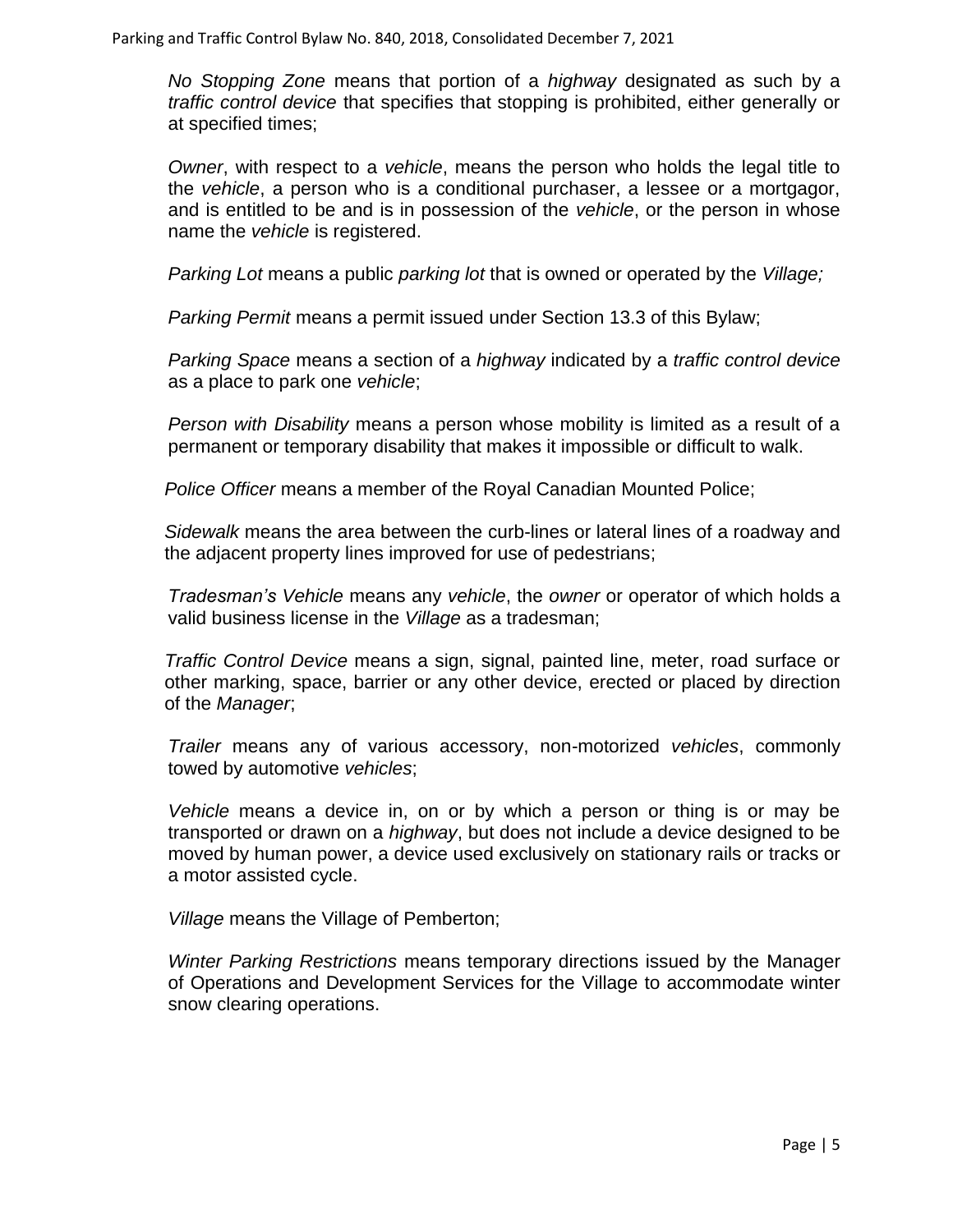*No Stopping Zone* means that portion of a *highway* designated as such by a *traffic control device* that specifies that stopping is prohibited, either generally or at specified times;

*Owner*, with respect to a *vehicle*, means the person who holds the legal title to the *vehicle*, a person who is a conditional purchaser, a lessee or a mortgagor, and is entitled to be and is in possession of the *vehicle*, or the person in whose name the *vehicle* is registered.

*Parking Lot* means a public *parking lot* that is owned or operated by the *Village;*

*Parking Permit* means a permit issued under Section 13.3 of this Bylaw;

*Parking Space* means a section of a *highway* indicated by a *traffic control device* as a place to park one *vehicle*;

*Person with Disability* means a person whose mobility is limited as a result of a permanent or temporary disability that makes it impossible or difficult to walk.

*Police Officer* means a member of the Royal Canadian Mounted Police;

*Sidewalk* means the area between the curb-lines or lateral lines of a roadway and the adjacent property lines improved for use of pedestrians;

*Tradesman's Vehicle* means any *vehicle*, the *owner* or operator of which holds a valid business license in the *Village* as a tradesman;

*Traffic Control Device* means a sign, signal, painted line, meter, road surface or other marking, space, barrier or any other device, erected or placed by direction of the *Manager*;

*Trailer* means any of various accessory, non-motorized *vehicles*, commonly towed by automotive *vehicles*;

*Vehicle* means a device in, on or by which a person or thing is or may be transported or drawn on a *highway*, but does not include a device designed to be moved by human power, a device used exclusively on stationary rails or tracks or a motor assisted cycle.

*Village* means the Village of Pemberton;

*Winter Parking Restrictions* means temporary directions issued by the Manager of Operations and Development Services for the Village to accommodate winter snow clearing operations.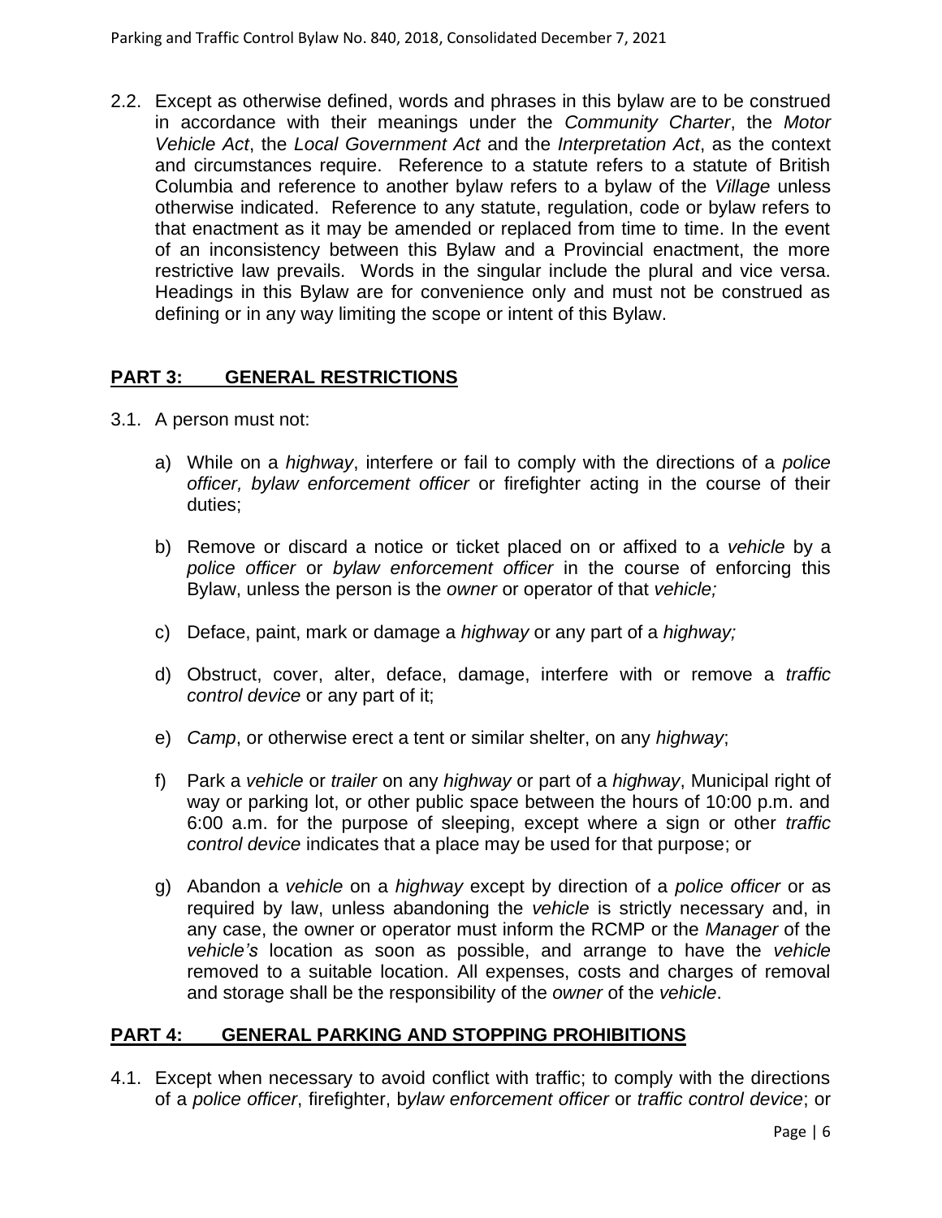2.2. Except as otherwise defined, words and phrases in this bylaw are to be construed in accordance with their meanings under the *Community Charter*, the *Motor Vehicle Act*, the *Local Government Act* and the *Interpretation Act*, as the context and circumstances require. Reference to a statute refers to a statute of British Columbia and reference to another bylaw refers to a bylaw of the *Village* unless otherwise indicated. Reference to any statute, regulation, code or bylaw refers to that enactment as it may be amended or replaced from time to time. In the event of an inconsistency between this Bylaw and a Provincial enactment, the more restrictive law prevails. Words in the singular include the plural and vice versa. Headings in this Bylaw are for convenience only and must not be construed as defining or in any way limiting the scope or intent of this Bylaw.

## PART 3: GENERAL RESTRICTIONS

3.1. A person must not:

a) While on a *highway*, interfere or fail to comply with the directions of a *police officer, bylaw enforcement officer* or firefighter acting in the course of their duties;

b) Remove or discard a notice or ticket placed on or affixed to a *vehicle* by a *police officer* or *bylaw enforcement officer* in the course of enforcing this Bylaw, unless the person is the *owner* or operator of that *vehicle;*

c) Deface, paint, mark or damage a *highway* or any part of a *highway;*

d) Obstruct, cover, alter, deface, damage, interfere with or remove a *traffic control device* or any part of it;

e) *Camp*, or otherwise erect a tent or similar shelter, on any *highway*;

f) Park a *vehicle* or *trailer* on any *highway* or part of a *highway*, Municipal right of way or parking lot, or other public space between the hours of 10:00 p.m. and 6:00 a.m. for the purpose of sleeping, except where a sign or other *traffic control device* indicates that a place may be used for that purpose; or

g) Abandon a *vehicle* on a *highway* except by direction of a *police officer* or as required by law, unless abandoning the *vehicle* is strictly necessary and, in any case, the owner or operator must inform the RCMP or the *Manager* of the *vehicle's* location as soon as possible, and arrange to have the *vehicle* removed to a suitable location. All expenses, costs and charges of removal and storage shall be the responsibility of the *owner* of the *vehicle*.

## PART 4: GENERAL PARKING AND STOPPING PROHIBITIONS

4.1. Except when necessary to avoid conflict with traffic; to comply with the directions of a *police officer*, firefighter, b*ylaw enforcement officer* or *traffic control device*; or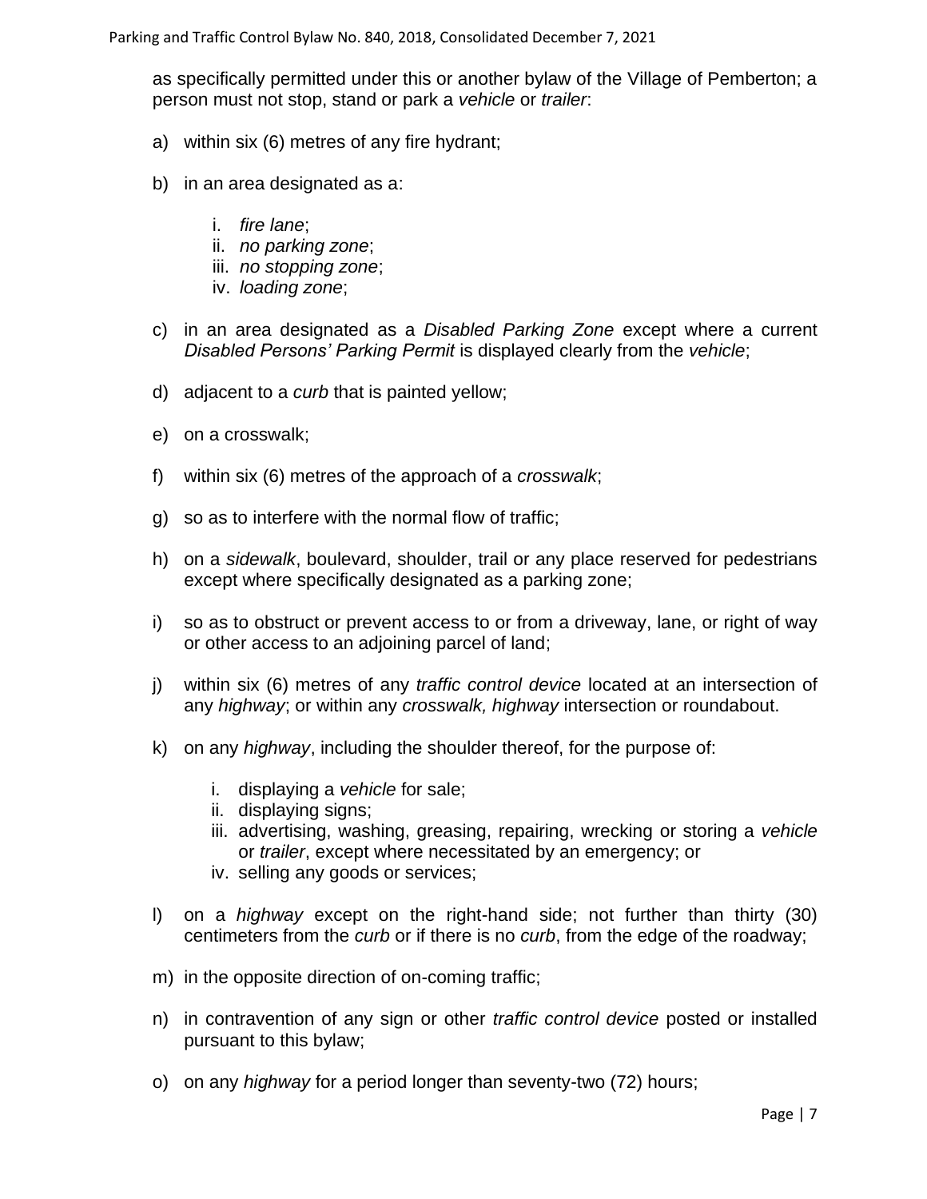as specifically permitted under this or another bylaw of the Village of Pemberton; a person must not stop, stand or park a *vehicle* or *trailer*:

a) within six (6) metres of any fire hydrant;

b) in an area designated as a:

   i. *fire lane*;
   ii. *no parking zone*;
   iii. *no stopping zone*;
   iv. *loading zone*;

c) in an area designated as a *Disabled Parking Zone* except where a current *Disabled Persons' Parking Permit* is displayed clearly from the *vehicle*;

d) adjacent to a *curb* that is painted yellow;

e) on a crosswalk;

f) within six (6) metres of the approach of a *crosswalk*;

g) so as to interfere with the normal flow of traffic;

h) on a *sidewalk*, boulevard, shoulder, trail or any place reserved for pedestrians except where specifically designated as a parking zone;

i) so as to obstruct or prevent access to or from a driveway, lane, or right of way or other access to an adjoining parcel of land;

j) within six (6) metres of any *traffic control device* located at an intersection of any *highway*; or within any *crosswalk, highway* intersection or roundabout.

k) on any *highway*, including the shoulder thereof, for the purpose of:

   i. displaying a *vehicle* for sale;
   ii. displaying signs;
   iii. advertising, washing, greasing, repairing, wrecking or storing a *vehicle* or *trailer*, except where necessitated by an emergency; or
   iv. selling any goods or services;

l) on a *highway* except on the right-hand side; not further than thirty (30) centimeters from the *curb* or if there is no *curb*, from the edge of the roadway;

m) in the opposite direction of on-coming traffic;

n) in contravention of any sign or other *traffic control device* posted or installed pursuant to this bylaw;

o) on any *highway* for a period longer than seventy-two (72) hours;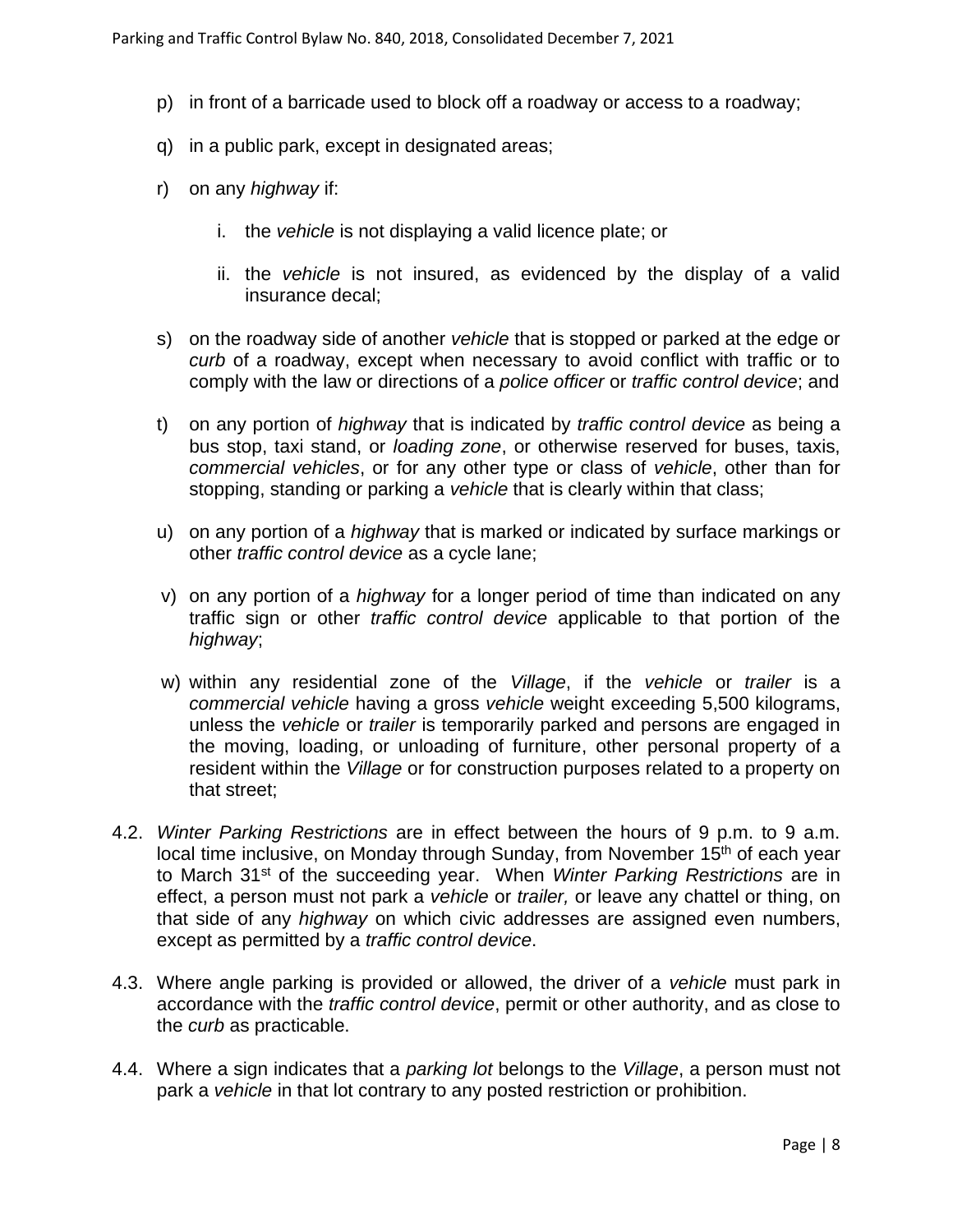p) in front of a barricade used to block off a roadway or access to a roadway;

q) in a public park, except in designated areas;

r) on any *highway* if:

   i. the *vehicle* is not displaying a valid licence plate; or

   ii. the *vehicle* is not insured, as evidenced by the display of a valid insurance decal;

s) on the roadway side of another *vehicle* that is stopped or parked at the edge or *curb* of a roadway, except when necessary to avoid conflict with traffic or to comply with the law or directions of a *police officer* or *traffic control device*; and

t) on any portion of *highway* that is indicated by *traffic control device* as being a bus stop, taxi stand, or *loading zone*, or otherwise reserved for buses, taxis, *commercial vehicles*, or for any other type or class of *vehicle*, other than for stopping, standing or parking a *vehicle* that is clearly within that class;

u) on any portion of a *highway* that is marked or indicated by surface markings or other *traffic control device* as a cycle lane;

v) on any portion of a *highway* for a longer period of time than indicated on any traffic sign or other *traffic control device* applicable to that portion of the *highway*;

w) within any residential zone of the *Village*, if the *vehicle* or *trailer* is a *commercial vehicle* having a gross *vehicle* weight exceeding 5,500 kilograms, unless the *vehicle* or *trailer* is temporarily parked and persons are engaged in the moving, loading, or unloading of furniture, other personal property of a resident within the *Village* or for construction purposes related to a property on that street;

4.2. *Winter Parking Restrictions* are in effect between the hours of 9 p.m. to 9 a.m. local time inclusive, on Monday through Sunday, from November 15th of each year to March 31st of the succeeding year. When *Winter Parking Restrictions* are in effect, a person must not park a *vehicle* or *trailer,* or leave any chattel or thing, on that side of any *highway* on which civic addresses are assigned even numbers, except as permitted by a *traffic control device*.

4.3. Where angle parking is provided or allowed, the driver of a *vehicle* must park in accordance with the *traffic control device*, permit or other authority, and as close to the *curb* as practicable.

4.4. Where a sign indicates that a *parking lot* belongs to the *Village*, a person must not park a *vehicle* in that lot contrary to any posted restriction or prohibition.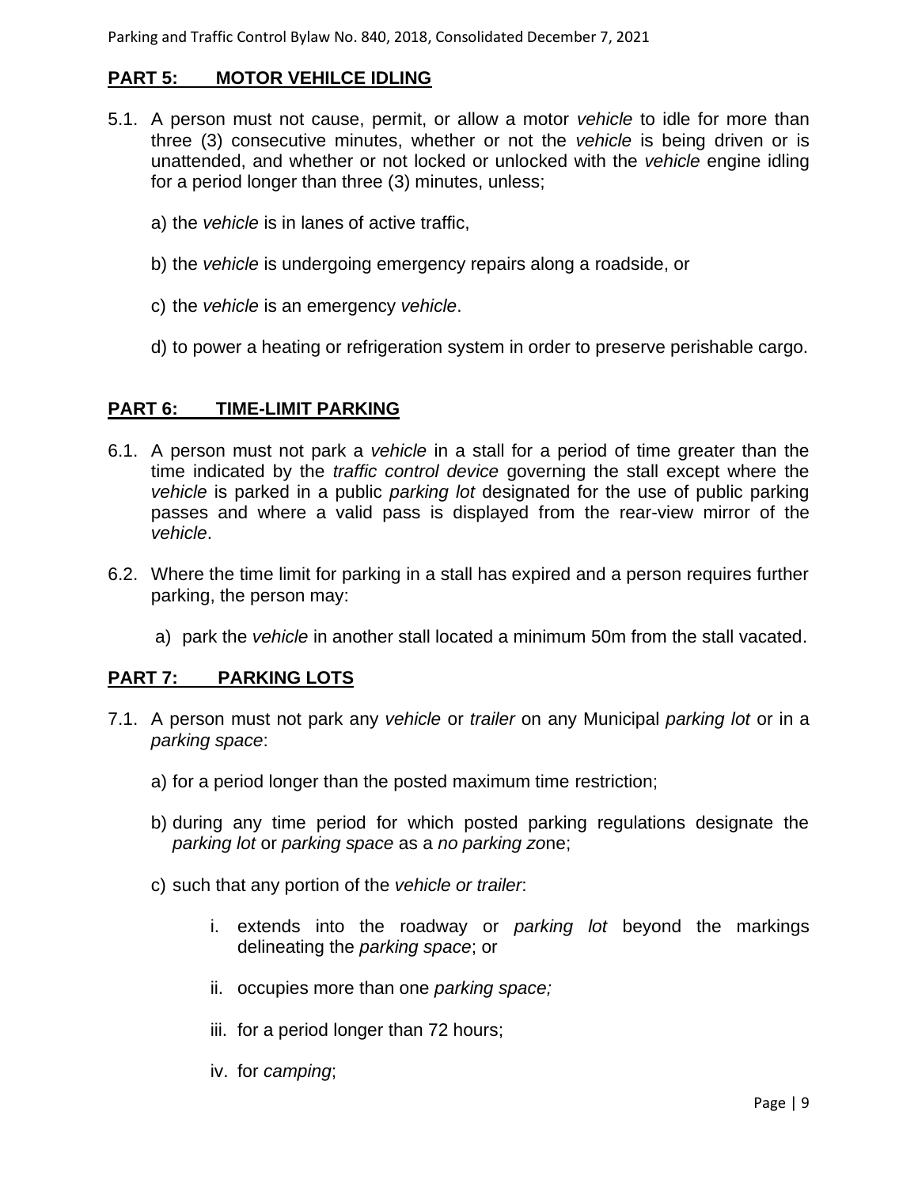## **PART 5: MOTOR VEHILCE IDLING**

5.1. A person must not cause, permit, or allow a motor *vehicle* to idle for more than three (3) consecutive minutes, whether or not the *vehicle* is being driven or is unattended, and whether or not locked or unlocked with the *vehicle* engine idling for a period longer than three (3) minutes, unless;

   a) the *vehicle* is in lanes of active traffic,

   b) the *vehicle* is undergoing emergency repairs along a roadside, or

   c) the *vehicle* is an emergency *vehicle*.

   d) to power a heating or refrigeration system in order to preserve perishable cargo.

## **PART 6: TIME-LIMIT PARKING**

6.1. A person must not park a *vehicle* in a stall for a period of time greater than the time indicated by the *traffic control device* governing the stall except where the *vehicle* is parked in a public *parking lot* designated for the use of public parking passes and where a valid pass is displayed from the rear-view mirror of the *vehicle*.

6.2. Where the time limit for parking in a stall has expired and a person requires further parking, the person may:

   a) park the *vehicle* in another stall located a minimum 50m from the stall vacated.

## **PART 7: PARKING LOTS**

7.1. A person must not park any *vehicle* or *trailer* on any Municipal *parking lot* or in a *parking space*:

   a) for a period longer than the posted maximum time restriction;

   b) during any time period for which posted parking regulations designate the *parking lot* or *parking space* as a *no parking zo*ne;

   c) such that any portion of the *vehicle or trailer*:

      i. extends into the roadway or *parking lot* beyond the markings delineating the *parking space*; or

      ii. occupies more than one *parking space;*

      iii. for a period longer than 72 hours;

      iv. for *camping*;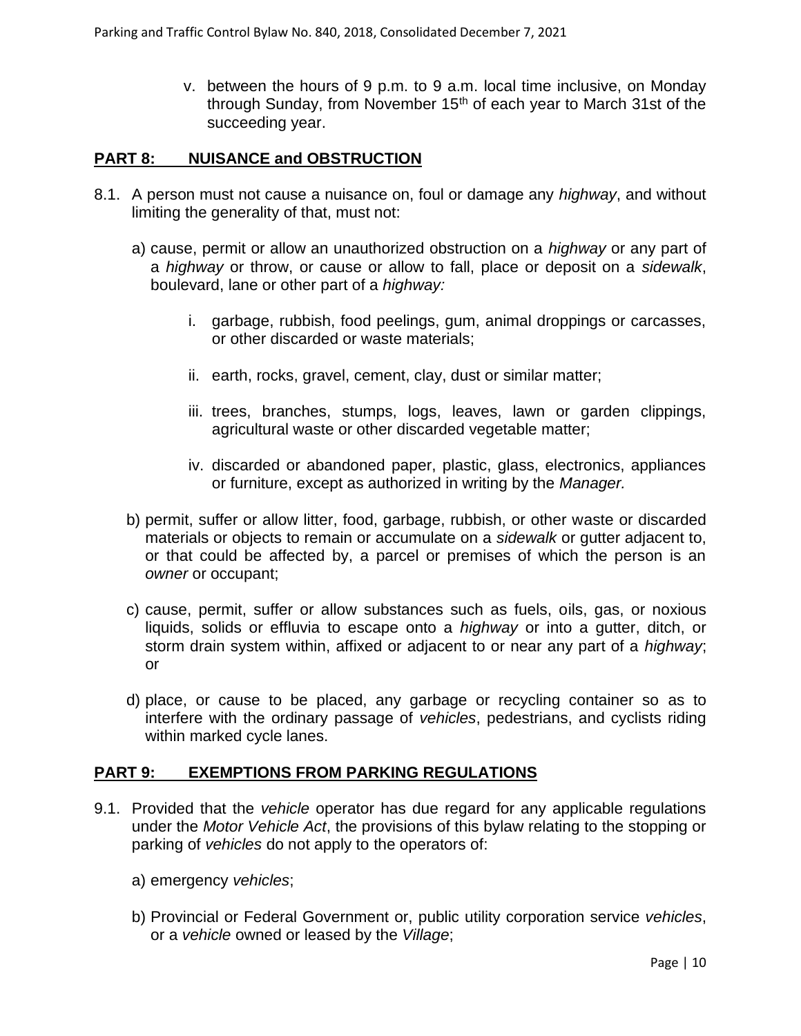v. between the hours of 9 p.m. to 9 a.m. local time inclusive, on Monday through Sunday, from November 15th of each year to March 31st of the succeeding year.

## PART 8: NUISANCE and OBSTRUCTION

8.1. A person must not cause a nuisance on, foul or damage any *highway*, and without limiting the generality of that, must not:

a) cause, permit or allow an unauthorized obstruction on a *highway* or any part of a *highway* or throw, or cause or allow to fall, place or deposit on a *sidewalk*, boulevard, lane or other part of a *highway:*

i. garbage, rubbish, food peelings, gum, animal droppings or carcasses, or other discarded or waste materials;

ii. earth, rocks, gravel, cement, clay, dust or similar matter;

iii. trees, branches, stumps, logs, leaves, lawn or garden clippings, agricultural waste or other discarded vegetable matter;

iv. discarded or abandoned paper, plastic, glass, electronics, appliances or furniture, except as authorized in writing by the *Manager.*

b) permit, suffer or allow litter, food, garbage, rubbish, or other waste or discarded materials or objects to remain or accumulate on a *sidewalk* or gutter adjacent to, or that could be affected by, a parcel or premises of which the person is an *owner* or occupant;

c) cause, permit, suffer or allow substances such as fuels, oils, gas, or noxious liquids, solids or effluvia to escape onto a *highway* or into a gutter, ditch, or storm drain system within, affixed or adjacent to or near any part of a *highway*; or

d) place, or cause to be placed, any garbage or recycling container so as to interfere with the ordinary passage of *vehicles*, pedestrians, and cyclists riding within marked cycle lanes.

## PART 9: EXEMPTIONS FROM PARKING REGULATIONS

9.1. Provided that the *vehicle* operator has due regard for any applicable regulations under the *Motor Vehicle Act*, the provisions of this bylaw relating to the stopping or parking of *vehicles* do not apply to the operators of:

a) emergency *vehicles*;

b) Provincial or Federal Government or, public utility corporation service *vehicles*, or a *vehicle* owned or leased by the *Village*;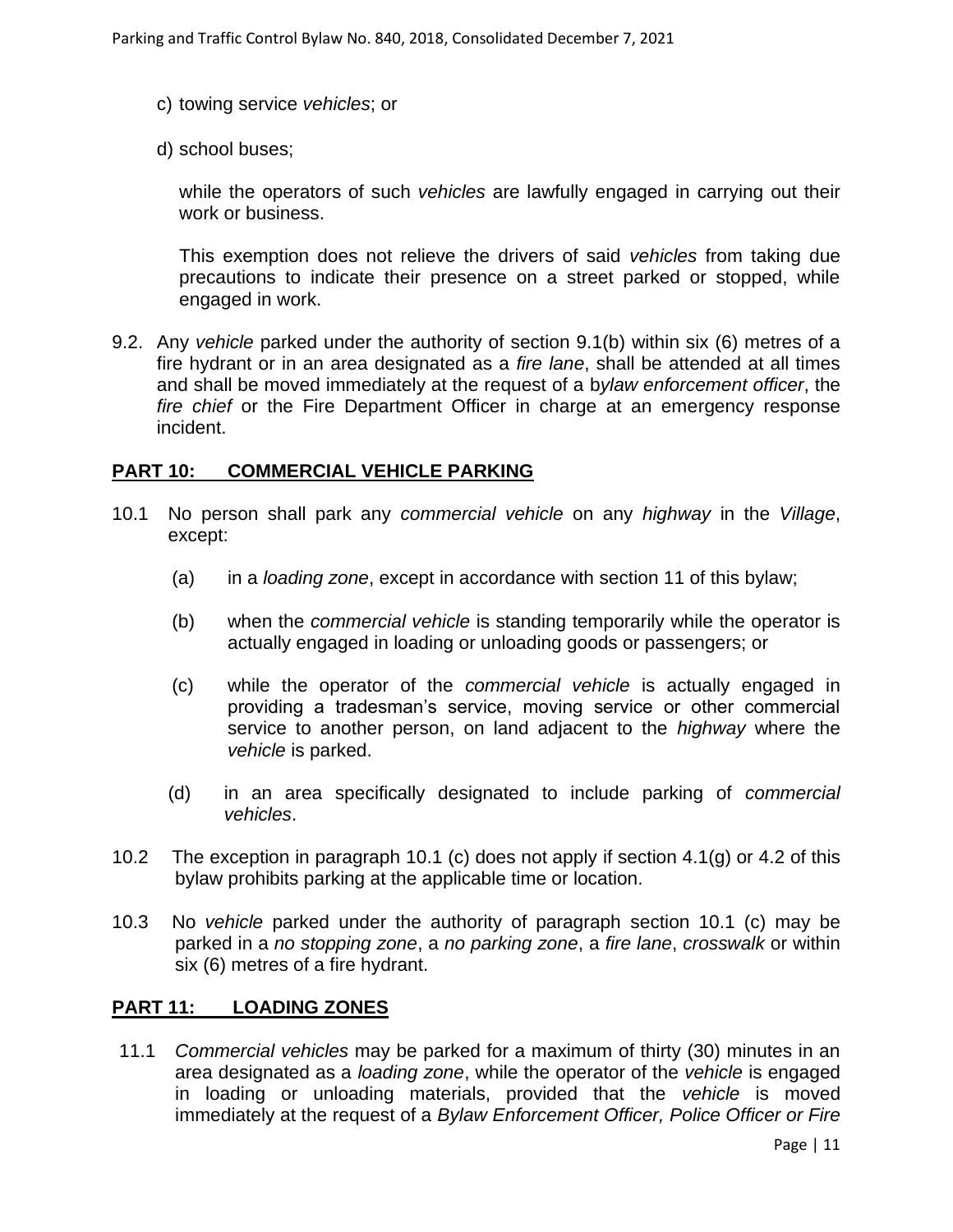c) towing service *vehicles*; or

d) school buses;

while the operators of such *vehicles* are lawfully engaged in carrying out their work or business.

This exemption does not relieve the drivers of said *vehicles* from taking due precautions to indicate their presence on a street parked or stopped, while engaged in work.

9.2. Any *vehicle* parked under the authority of section 9.1(b) within six (6) metres of a fire hydrant or in an area designated as a *fire lane*, shall be attended at all times and shall be moved immediately at the request of a b*ylaw enforcement officer*, the *fire chief* or the Fire Department Officer in charge at an emergency response incident.

## PART 10: COMMERCIAL VEHICLE PARKING

10.1 No person shall park any *commercial vehicle* on any *highway* in the *Village*, except:

(a) in a *loading zone*, except in accordance with section 11 of this bylaw;

(b) when the *commercial vehicle* is standing temporarily while the operator is actually engaged in loading or unloading goods or passengers; or

(c) while the operator of the *commercial vehicle* is actually engaged in providing a tradesman's service, moving service or other commercial service to another person, on land adjacent to the *highway* where the *vehicle* is parked.

(d) in an area specifically designated to include parking of *commercial vehicles*.

10.2 The exception in paragraph 10.1 (c) does not apply if section 4.1(g) or 4.2 of this bylaw prohibits parking at the applicable time or location.

10.3 No *vehicle* parked under the authority of paragraph section 10.1 (c) may be parked in a *no stopping zone*, a *no parking zone*, a *fire lane*, *crosswalk* or within six (6) metres of a fire hydrant.

## PART 11: LOADING ZONES

11.1 *Commercial vehicles* may be parked for a maximum of thirty (30) minutes in an area designated as a *loading zone*, while the operator of the *vehicle* is engaged in loading or unloading materials, provided that the *vehicle* is moved immediately at the request of a *Bylaw Enforcement Officer, Police Officer or Fire*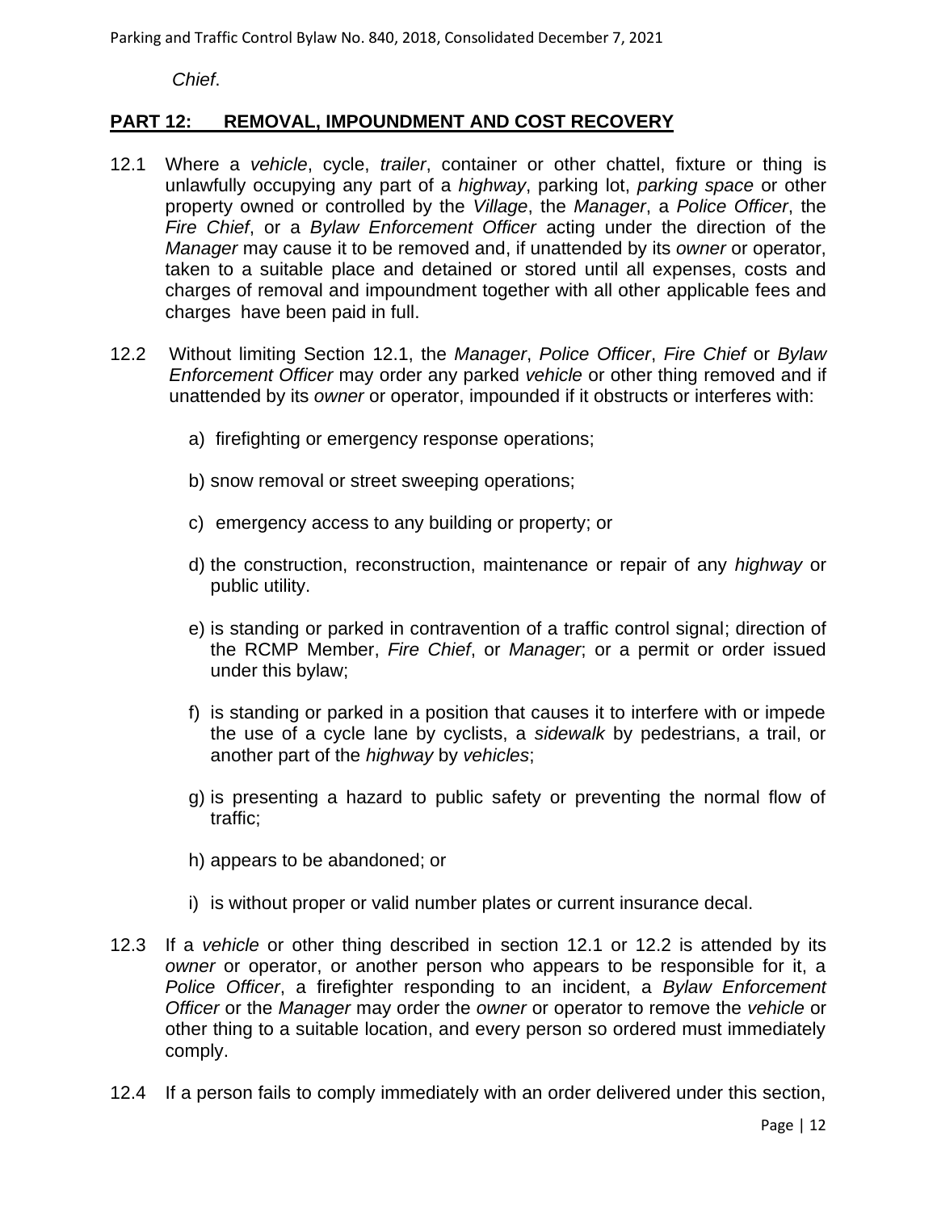*Chief*.

## PART 12: REMOVAL, IMPOUNDMENT AND COST RECOVERY

12.1 Where a *vehicle*, cycle, *trailer*, container or other chattel, fixture or thing is unlawfully occupying any part of a *highway*, parking lot, *parking space* or other property owned or controlled by the *Village*, the *Manager*, a *Police Officer*, the *Fire Chief*, or a *Bylaw Enforcement Officer* acting under the direction of the *Manager* may cause it to be removed and, if unattended by its *owner* or operator, taken to a suitable place and detained or stored until all expenses, costs and charges of removal and impoundment together with all other applicable fees and charges have been paid in full.

12.2 Without limiting Section 12.1, the *Manager*, *Police Officer*, *Fire Chief* or *Bylaw Enforcement Officer* may order any parked *vehicle* or other thing removed and if unattended by its *owner* or operator, impounded if it obstructs or interferes with:

a) firefighting or emergency response operations;

b) snow removal or street sweeping operations;

c) emergency access to any building or property; or

d) the construction, reconstruction, maintenance or repair of any *highway* or public utility.

e) is standing or parked in contravention of a traffic control signal; direction of the RCMP Member, *Fire Chief*, or *Manager*; or a permit or order issued under this bylaw;

f) is standing or parked in a position that causes it to interfere with or impede the use of a cycle lane by cyclists, a *sidewalk* by pedestrians, a trail, or another part of the *highway* by *vehicles*;

g) is presenting a hazard to public safety or preventing the normal flow of traffic;

h) appears to be abandoned; or

i) is without proper or valid number plates or current insurance decal.

12.3 If a *vehicle* or other thing described in section 12.1 or 12.2 is attended by its *owner* or operator, or another person who appears to be responsible for it, a *Police Officer*, a firefighter responding to an incident, a *Bylaw Enforcement Officer* or the *Manager* may order the *owner* or operator to remove the *vehicle* or other thing to a suitable location, and every person so ordered must immediately comply.

12.4 If a person fails to comply immediately with an order delivered under this section,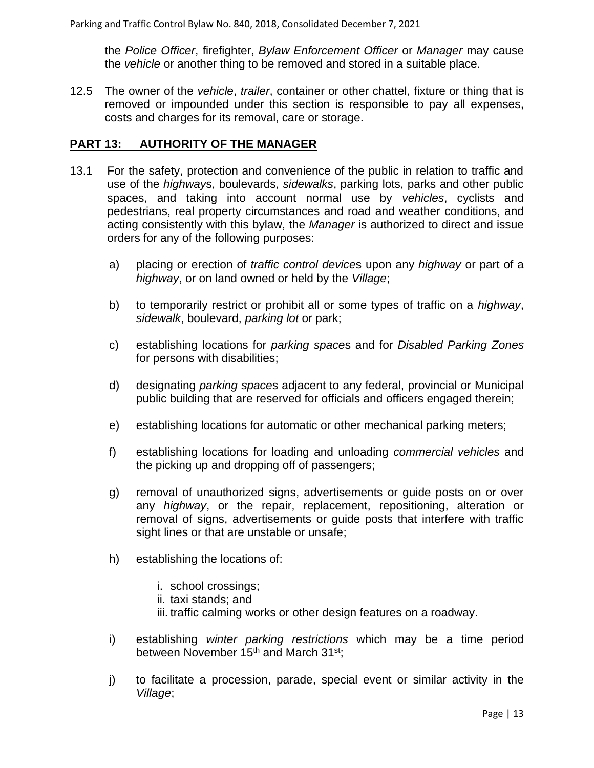the *Police Officer*, firefighter, *Bylaw Enforcement Officer* or *Manager* may cause the *vehicle* or another thing to be removed and stored in a suitable place.

12.5 The owner of the *vehicle*, *trailer*, container or other chattel, fixture or thing that is removed or impounded under this section is responsible to pay all expenses, costs and charges for its removal, care or storage.

## PART 13: AUTHORITY OF THE MANAGER

13.1 For the safety, protection and convenience of the public in relation to traffic and use of the *highway*s, boulevards, *sidewalks*, parking lots, parks and other public spaces, and taking into account normal use by *vehicles*, cyclists and pedestrians, real property circumstances and road and weather conditions, and acting consistently with this bylaw, the *Manager* is authorized to direct and issue orders for any of the following purposes:

a) placing or erection of *traffic control device*s upon any *highway* or part of a *highway*, or on land owned or held by the *Village*;

b) to temporarily restrict or prohibit all or some types of traffic on a *highway*, *sidewalk*, boulevard, *parking lot* or park;

c) establishing locations for *parking space*s and for *Disabled Parking Zones* for persons with disabilities;

d) designating *parking space*s adjacent to any federal, provincial or Municipal public building that are reserved for officials and officers engaged therein;

e) establishing locations for automatic or other mechanical parking meters;

f) establishing locations for loading and unloading *commercial vehicles* and the picking up and dropping off of passengers;

g) removal of unauthorized signs, advertisements or guide posts on or over any *highway*, or the repair, replacement, repositioning, alteration or removal of signs, advertisements or guide posts that interfere with traffic sight lines or that are unstable or unsafe;

h) establishing the locations of:

   i. school crossings;
   ii. taxi stands; and
   iii. traffic calming works or other design features on a roadway.

i) establishing *winter parking restrictions* which may be a time period between November 15th and March 31st;

j) to facilitate a procession, parade, special event or similar activity in the *Village*;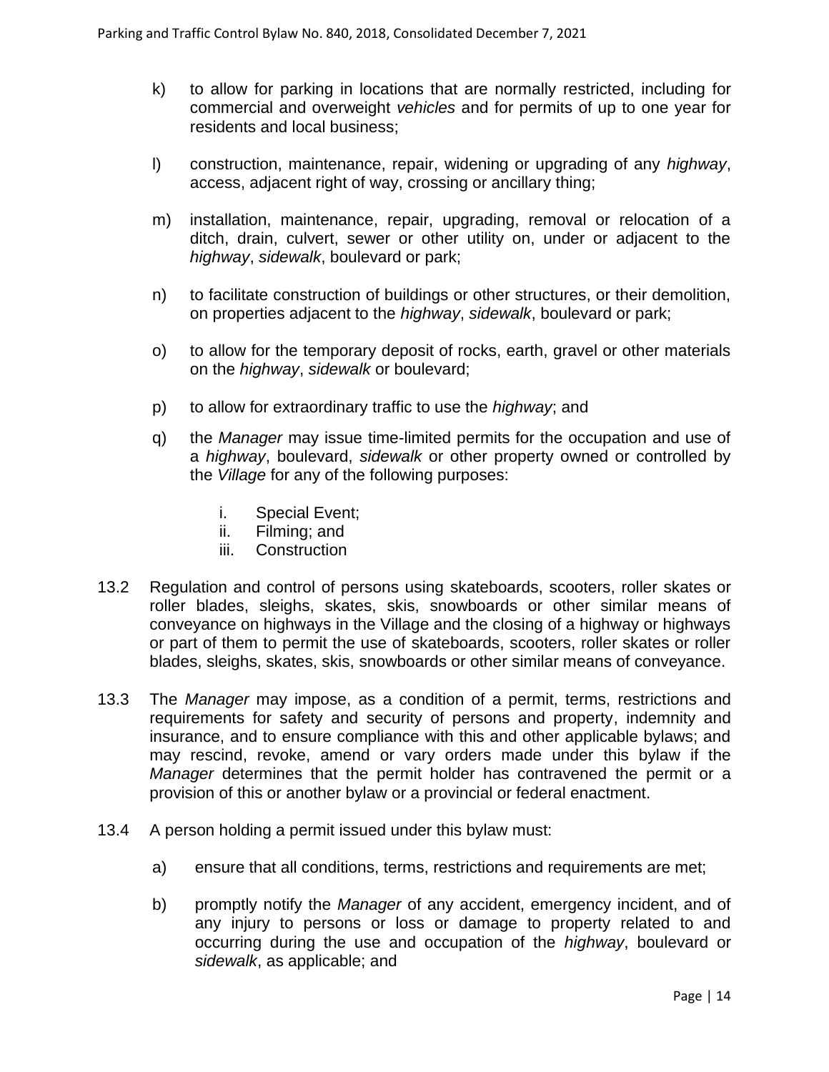k) to allow for parking in locations that are normally restricted, including for commercial and overweight *vehicles* and for permits of up to one year for residents and local business;

l) construction, maintenance, repair, widening or upgrading of any *highway*, access, adjacent right of way, crossing or ancillary thing;

m) installation, maintenance, repair, upgrading, removal or relocation of a ditch, drain, culvert, sewer or other utility on, under or adjacent to the *highway*, *sidewalk*, boulevard or park;

n) to facilitate construction of buildings or other structures, or their demolition, on properties adjacent to the *highway*, *sidewalk*, boulevard or park;

o) to allow for the temporary deposit of rocks, earth, gravel or other materials on the *highway*, *sidewalk* or boulevard;

p) to allow for extraordinary traffic to use the *highway*; and

q) the *Manager* may issue time-limited permits for the occupation and use of a *highway*, boulevard, *sidewalk* or other property owned or controlled by the *Village* for any of the following purposes:

   i. Special Event;
   ii. Filming; and
   iii. Construction

13.2 Regulation and control of persons using skateboards, scooters, roller skates or roller blades, sleighs, skates, skis, snowboards or other similar means of conveyance on highways in the Village and the closing of a highway or highways or part of them to permit the use of skateboards, scooters, roller skates or roller blades, sleighs, skates, skis, snowboards or other similar means of conveyance.

13.3 The *Manager* may impose, as a condition of a permit, terms, restrictions and requirements for safety and security of persons and property, indemnity and insurance, and to ensure compliance with this and other applicable bylaws; and may rescind, revoke, amend or vary orders made under this bylaw if the *Manager* determines that the permit holder has contravened the permit or a provision of this or another bylaw or a provincial or federal enactment.

13.4 A person holding a permit issued under this bylaw must:

a) ensure that all conditions, terms, restrictions and requirements are met;

b) promptly notify the *Manager* of any accident, emergency incident, and of any injury to persons or loss or damage to property related to and occurring during the use and occupation of the *highway*, boulevard or *sidewalk*, as applicable; and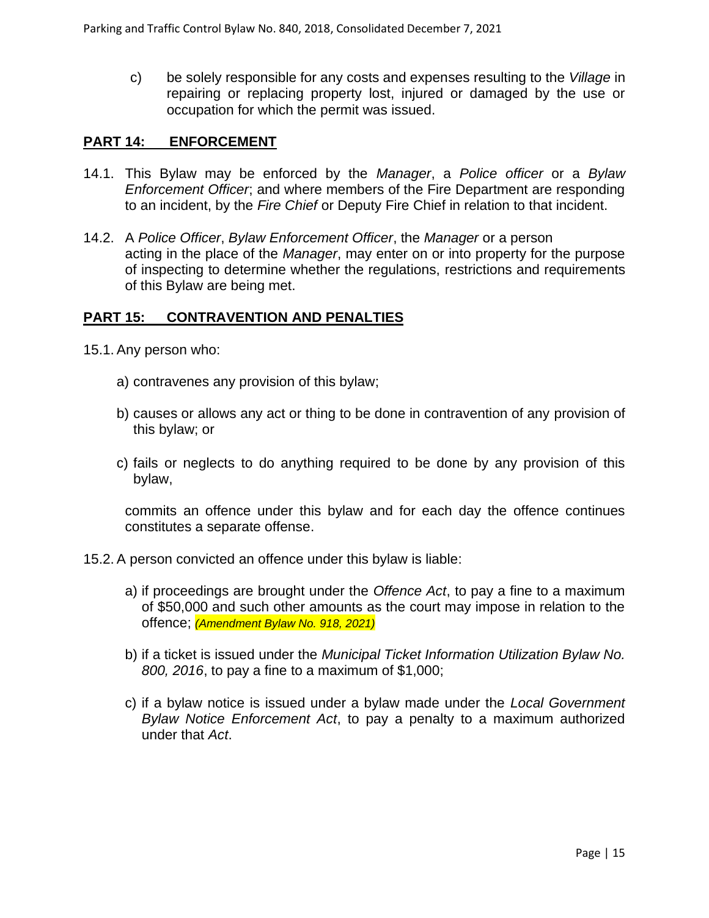c) be solely responsible for any costs and expenses resulting to the *Village* in repairing or replacing property lost, injured or damaged by the use or occupation for which the permit was issued.

## PART 14: ENFORCEMENT

14.1. This Bylaw may be enforced by the *Manager*, a *Police officer* or a *Bylaw Enforcement Officer*; and where members of the Fire Department are responding to an incident, by the *Fire Chief* or Deputy Fire Chief in relation to that incident.

14.2. A *Police Officer*, *Bylaw Enforcement Officer*, the *Manager* or a person acting in the place of the *Manager*, may enter on or into property for the purpose of inspecting to determine whether the regulations, restrictions and requirements of this Bylaw are being met.

## PART 15: CONTRAVENTION AND PENALTIES

15.1. Any person who:

a) contravenes any provision of this bylaw;

b) causes or allows any act or thing to be done in contravention of any provision of this bylaw; or

c) fails or neglects to do anything required to be done by any provision of this bylaw,

commits an offence under this bylaw and for each day the offence continues constitutes a separate offense.

15.2. A person convicted an offence under this bylaw is liable:

a) if proceedings are brought under the *Offence Act*, to pay a fine to a maximum of $50,000 and such other amounts as the court may impose in relation to the offence; *(Amendment Bylaw No. 918, 2021)*

b) if a ticket is issued under the *Municipal Ticket Information Utilization Bylaw No. 800, 2016*, to pay a fine to a maximum of $1,000;

c) if a bylaw notice is issued under a bylaw made under the *Local Government Bylaw Notice Enforcement Act*, to pay a penalty to a maximum authorized under that *Act*.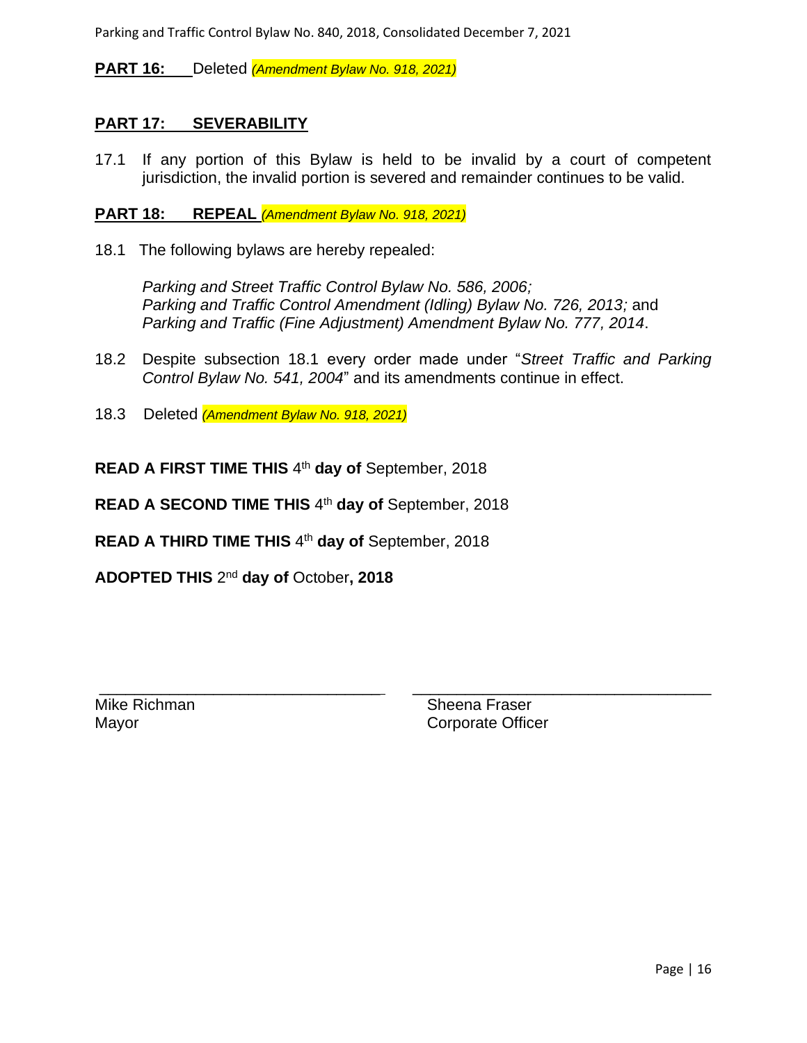**PART 16:** Deleted *(Amendment Bylaw No. 918, 2021)*

## PART 17: SEVERABILITY

17.1 If any portion of this Bylaw is held to be invalid by a court of competent jurisdiction, the invalid portion is severed and remainder continues to be valid.

## PART 18: REPEAL *(Amendment Bylaw No. 918, 2021)*

18.1 The following bylaws are hereby repealed:

*Parking and Street Traffic Control Bylaw No. 586, 2006;*
*Parking and Traffic Control Amendment (Idling) Bylaw No. 726, 2013;* and
*Parking and Traffic (Fine Adjustment) Amendment Bylaw No. 777, 2014*.

18.2 Despite subsection 18.1 every order made under "*Street Traffic and Parking Control Bylaw No. 541, 2004*" and its amendments continue in effect.

18.3 Deleted *(Amendment Bylaw No. 918, 2021)*

**READ A FIRST TIME THIS** 4th **day of** September, 2018

**READ A SECOND TIME THIS** 4th **day of** September, 2018

**READ A THIRD TIME THIS** 4th **day of** September, 2018

**ADOPTED THIS** 2nd **day of** October**, 2018**

| | |
|---|---|
| \_\_\_\_\_\_\_\_\_\_\_\_\_\_\_\_\_\_\_\_\_\_\_\_\_\_\_\_\_\_\_\_\_\_ | \_\_\_\_\_\_\_\_\_\_\_\_\_\_\_\_\_\_\_\_\_\_\_\_\_\_\_\_\_\_\_\_\_\_ |
| Mike Richman | Sheena Fraser |
| Mayor | Corporate Officer |